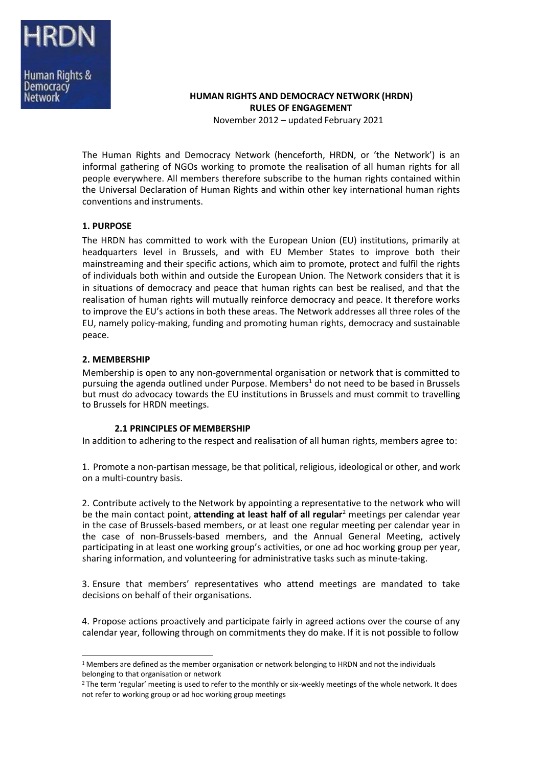**HUMAN RIGHTS AND DEMOCRACY NETWORK (HRDN)**
**RULES OF ENGAGEMENT**
November 2012 – updated February 2021

The Human Rights and Democracy Network (henceforth, HRDN, or 'the Network') is an informal gathering of NGOs working to promote the realisation of all human rights for all people everywhere. All members therefore subscribe to the human rights contained within the Universal Declaration of Human Rights and within other key international human rights conventions and instruments.

## 1. PURPOSE

The HRDN has committed to work with the European Union (EU) institutions, primarily at headquarters level in Brussels, and with EU Member States to improve both their mainstreaming and their specific actions, which aim to promote, protect and fulfil the rights of individuals both within and outside the European Union. The Network considers that it is in situations of democracy and peace that human rights can best be realised, and that the realisation of human rights will mutually reinforce democracy and peace. It therefore works to improve the EU's actions in both these areas. The Network addresses all three roles of the EU, namely policy-making, funding and promoting human rights, democracy and sustainable peace.

## 2. MEMBERSHIP

Membership is open to any non-governmental organisation or network that is committed to pursuing the agenda outlined under Purpose. Members[1] do not need to be based in Brussels but must do advocacy towards the EU institutions in Brussels and must commit to travelling to Brussels for HRDN meetings.

### 2.1 PRINCIPLES OF MEMBERSHIP

In addition to adhering to the respect and realisation of all human rights, members agree to:

1. Promote a non-partisan message, be that political, religious, ideological or other, and work on a multi-country basis.

2. Contribute actively to the Network by appointing a representative to the network who will be the main contact point, **attending at least half of all regular**[2] meetings per calendar year in the case of Brussels-based members, or at least one regular meeting per calendar year in the case of non-Brussels-based members, and the Annual General Meeting, actively participating in at least one working group's activities, or one ad hoc working group per year, sharing information, and volunteering for administrative tasks such as minute-taking.

3. Ensure that members' representatives who attend meetings are mandated to take decisions on behalf of their organisations.

4. Propose actions proactively and participate fairly in agreed actions over the course of any calendar year, following through on commitments they do make. If it is not possible to follow

[1] Members are defined as the member organisation or network belonging to HRDN and not the individuals belonging to that organisation or network

[2] The term 'regular' meeting is used to refer to the monthly or six-weekly meetings of the whole network. It does not refer to working group or ad hoc working group meetings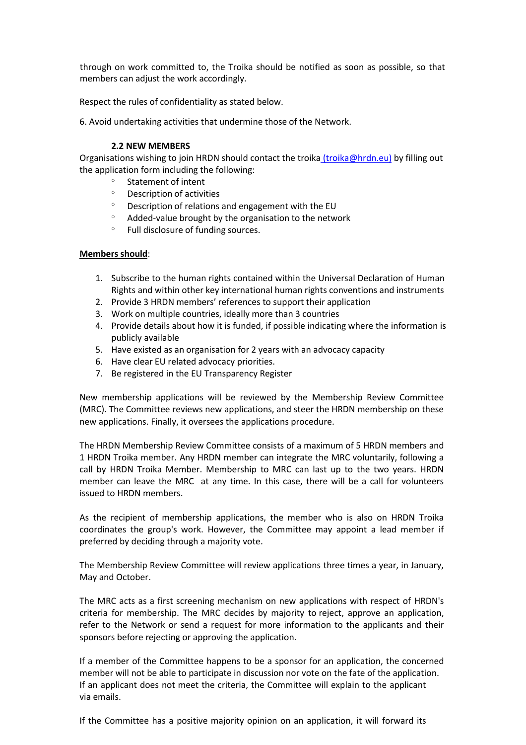through on work committed to, the Troika should be notified as soon as possible, so that members can adjust the work accordingly.

Respect the rules of confidentiality as stated below.

6. Avoid undertaking activities that undermine those of the Network.

### 2.2 NEW MEMBERS

Organisations wishing to join HRDN should contact the troika (troika@hrdn.eu) by filling out the application form including the following:

- Statement of intent
- Description of activities
- Description of relations and engagement with the EU
- Added-value brought by the organisation to the network
- Full disclosure of funding sources.

**Members should**:

1. Subscribe to the human rights contained within the Universal Declaration of Human Rights and within other key international human rights conventions and instruments
2. Provide 3 HRDN members' references to support their application
3. Work on multiple countries, ideally more than 3 countries
4. Provide details about how it is funded, if possible indicating where the information is publicly available
5. Have existed as an organisation for 2 years with an advocacy capacity
6. Have clear EU related advocacy priorities.
7. Be registered in the EU Transparency Register

New membership applications will be reviewed by the Membership Review Committee (MRC). The Committee reviews new applications, and steer the HRDN membership on these new applications. Finally, it oversees the applications procedure.

The HRDN Membership Review Committee consists of a maximum of 5 HRDN members and 1 HRDN Troika member. Any HRDN member can integrate the MRC voluntarily, following a call by HRDN Troika Member. Membership to MRC can last up to the two years. HRDN member can leave the MRC at any time. In this case, there will be a call for volunteers issued to HRDN members.

As the recipient of membership applications, the member who is also on HRDN Troika coordinates the group's work. However, the Committee may appoint a lead member if preferred by deciding through a majority vote.

The Membership Review Committee will review applications three times a year, in January, May and October.

The MRC acts as a first screening mechanism on new applications with respect of HRDN's criteria for membership. The MRC decides by majority to reject, approve an application, refer to the Network or send a request for more information to the applicants and their sponsors before rejecting or approving the application.

If a member of the Committee happens to be a sponsor for an application, the concerned member will not be able to participate in discussion nor vote on the fate of the application. If an applicant does not meet the criteria, the Committee will explain to the applicant via emails.

If the Committee has a positive majority opinion on an application, it will forward its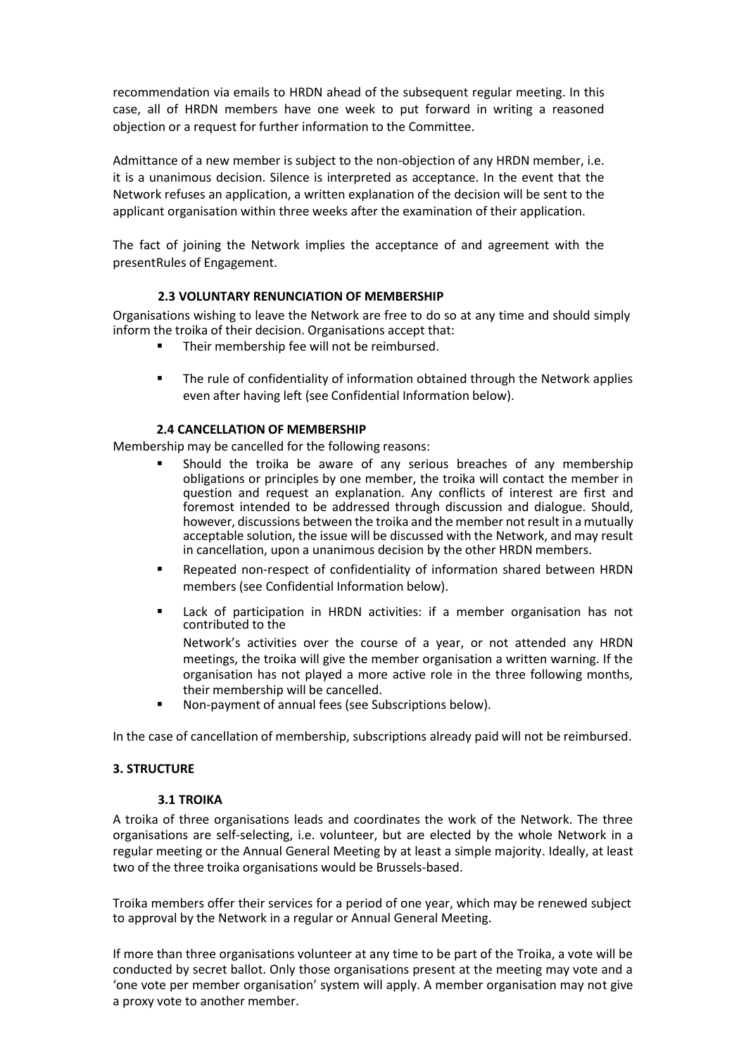recommendation via emails to HRDN ahead of the subsequent regular meeting. In this case, all of HRDN members have one week to put forward in writing a reasoned objection or a request for further information to the Committee.

Admittance of a new member is subject to the non-objection of any HRDN member, i.e. it is a unanimous decision. Silence is interpreted as acceptance. In the event that the Network refuses an application, a written explanation of the decision will be sent to the applicant organisation within three weeks after the examination of their application.

The fact of joining the Network implies the acceptance of and agreement with the presentRules of Engagement.

### 2.3 VOLUNTARY RENUNCIATION OF MEMBERSHIP

Organisations wishing to leave the Network are free to do so at any time and should simply inform the troika of their decision. Organisations accept that:

- Their membership fee will not be reimbursed.
- The rule of confidentiality of information obtained through the Network applies even after having left (see Confidential Information below).

### 2.4 CANCELLATION OF MEMBERSHIP

Membership may be cancelled for the following reasons:

- Should the troika be aware of any serious breaches of any membership obligations or principles by one member, the troika will contact the member in question and request an explanation. Any conflicts of interest are first and foremost intended to be addressed through discussion and dialogue. Should, however, discussions between the troika and the member not result in a mutually acceptable solution, the issue will be discussed with the Network, and may result in cancellation, upon a unanimous decision by the other HRDN members.
- Repeated non-respect of confidentiality of information shared between HRDN members (see Confidential Information below).
- Lack of participation in HRDN activities: if a member organisation has not contributed to the Network's activities over the course of a year, or not attended any HRDN meetings, the troika will give the member organisation a written warning. If the organisation has not played a more active role in the three following months, their membership will be cancelled.
- Non-payment of annual fees (see Subscriptions below).

In the case of cancellation of membership, subscriptions already paid will not be reimbursed.

## 3. STRUCTURE

### 3.1 TROIKA

A troika of three organisations leads and coordinates the work of the Network. The three organisations are self-selecting, i.e. volunteer, but are elected by the whole Network in a regular meeting or the Annual General Meeting by at least a simple majority. Ideally, at least two of the three troika organisations would be Brussels-based.

Troika members offer their services for a period of one year, which may be renewed subject to approval by the Network in a regular or Annual General Meeting.

If more than three organisations volunteer at any time to be part of the Troika, a vote will be conducted by secret ballot. Only those organisations present at the meeting may vote and a 'one vote per member organisation' system will apply. A member organisation may not give a proxy vote to another member.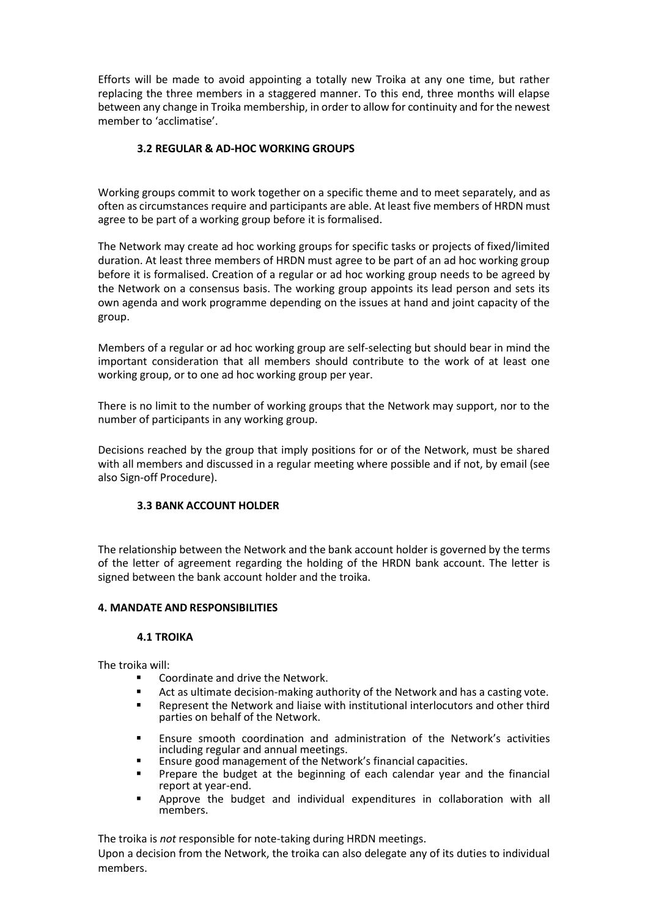Efforts will be made to avoid appointing a totally new Troika at any one time, but rather replacing the three members in a staggered manner. To this end, three months will elapse between any change in Troika membership, in order to allow for continuity and for the newest member to 'acclimatise'.

### 3.2 REGULAR & AD-HOC WORKING GROUPS

Working groups commit to work together on a specific theme and to meet separately, and as often as circumstances require and participants are able. At least five members of HRDN must agree to be part of a working group before it is formalised.

The Network may create ad hoc working groups for specific tasks or projects of fixed/limited duration. At least three members of HRDN must agree to be part of an ad hoc working group before it is formalised. Creation of a regular or ad hoc working group needs to be agreed by the Network on a consensus basis. The working group appoints its lead person and sets its own agenda and work programme depending on the issues at hand and joint capacity of the group.

Members of a regular or ad hoc working group are self-selecting but should bear in mind the important consideration that all members should contribute to the work of at least one working group, or to one ad hoc working group per year.

There is no limit to the number of working groups that the Network may support, nor to the number of participants in any working group.

Decisions reached by the group that imply positions for or of the Network, must be shared with all members and discussed in a regular meeting where possible and if not, by email (see also Sign-off Procedure).

### 3.3 BANK ACCOUNT HOLDER

The relationship between the Network and the bank account holder is governed by the terms of the letter of agreement regarding the holding of the HRDN bank account. The letter is signed between the bank account holder and the troika.

## 4. MANDATE AND RESPONSIBILITIES

### 4.1 TROIKA

The troika will:

- Coordinate and drive the Network.
- Act as ultimate decision-making authority of the Network and has a casting vote.
- Represent the Network and liaise with institutional interlocutors and other third parties on behalf of the Network.
- Ensure smooth coordination and administration of the Network's activities including regular and annual meetings.
- Ensure good management of the Network's financial capacities.
- Prepare the budget at the beginning of each calendar year and the financial report at year-end.
- Approve the budget and individual expenditures in collaboration with all members.

The troika is *not* responsible for note-taking during HRDN meetings.

Upon a decision from the Network, the troika can also delegate any of its duties to individual members.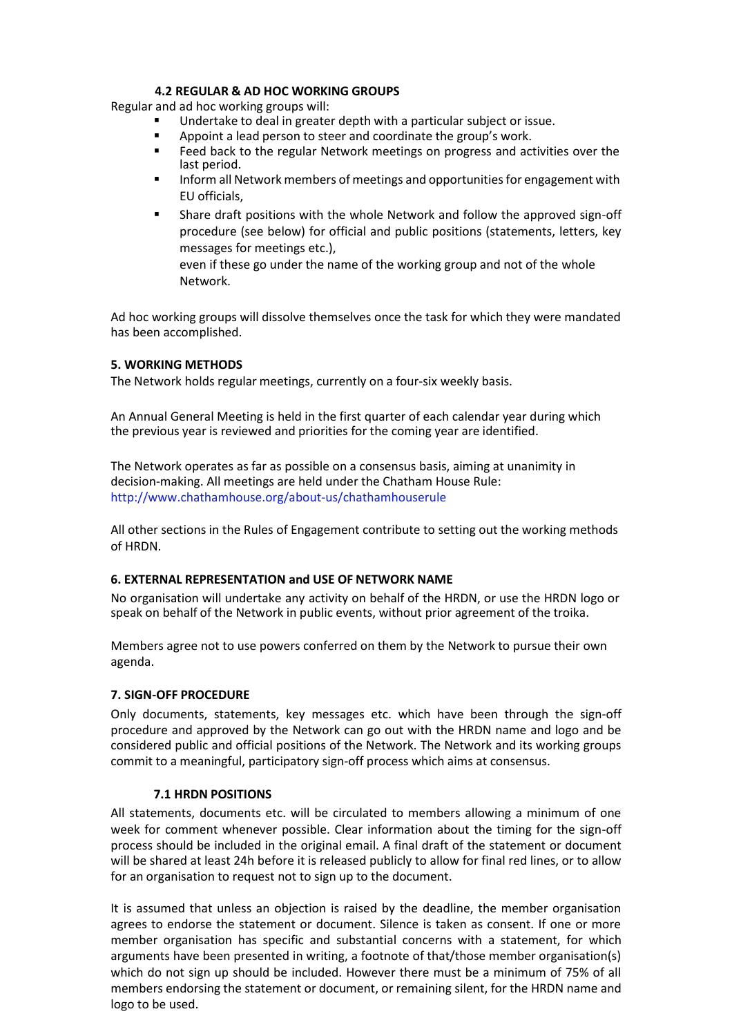### 4.2 REGULAR & AD HOC WORKING GROUPS

Regular and ad hoc working groups will:

- Undertake to deal in greater depth with a particular subject or issue.
- Appoint a lead person to steer and coordinate the group's work.
- Feed back to the regular Network meetings on progress and activities over the last period.
- Inform all Network members of meetings and opportunities for engagement with EU officials,
- Share draft positions with the whole Network and follow the approved sign-off procedure (see below) for official and public positions (statements, letters, key messages for meetings etc.),

  even if these go under the name of the working group and not of the whole Network.

Ad hoc working groups will dissolve themselves once the task for which they were mandated has been accomplished.

## 5. WORKING METHODS

The Network holds regular meetings, currently on a four-six weekly basis.

An Annual General Meeting is held in the first quarter of each calendar year during which the previous year is reviewed and priorities for the coming year are identified.

The Network operates as far as possible on a consensus basis, aiming at unanimity in decision-making. All meetings are held under the Chatham House Rule: http://www.chathamhouse.org/about-us/chathamhouserule

All other sections in the Rules of Engagement contribute to setting out the working methods of HRDN.

## 6. EXTERNAL REPRESENTATION and USE OF NETWORK NAME

No organisation will undertake any activity on behalf of the HRDN, or use the HRDN logo or speak on behalf of the Network in public events, without prior agreement of the troika.

Members agree not to use powers conferred on them by the Network to pursue their own agenda.

## 7. SIGN-OFF PROCEDURE

Only documents, statements, key messages etc. which have been through the sign-off procedure and approved by the Network can go out with the HRDN name and logo and be considered public and official positions of the Network. The Network and its working groups commit to a meaningful, participatory sign-off process which aims at consensus.

### 7.1 HRDN POSITIONS

All statements, documents etc. will be circulated to members allowing a minimum of one week for comment whenever possible. Clear information about the timing for the sign-off process should be included in the original email. A final draft of the statement or document will be shared at least 24h before it is released publicly to allow for final red lines, or to allow for an organisation to request not to sign up to the document.

It is assumed that unless an objection is raised by the deadline, the member organisation agrees to endorse the statement or document. Silence is taken as consent. If one or more member organisation has specific and substantial concerns with a statement, for which arguments have been presented in writing, a footnote of that/those member organisation(s) which do not sign up should be included. However there must be a minimum of 75% of all members endorsing the statement or document, or remaining silent, for the HRDN name and logo to be used.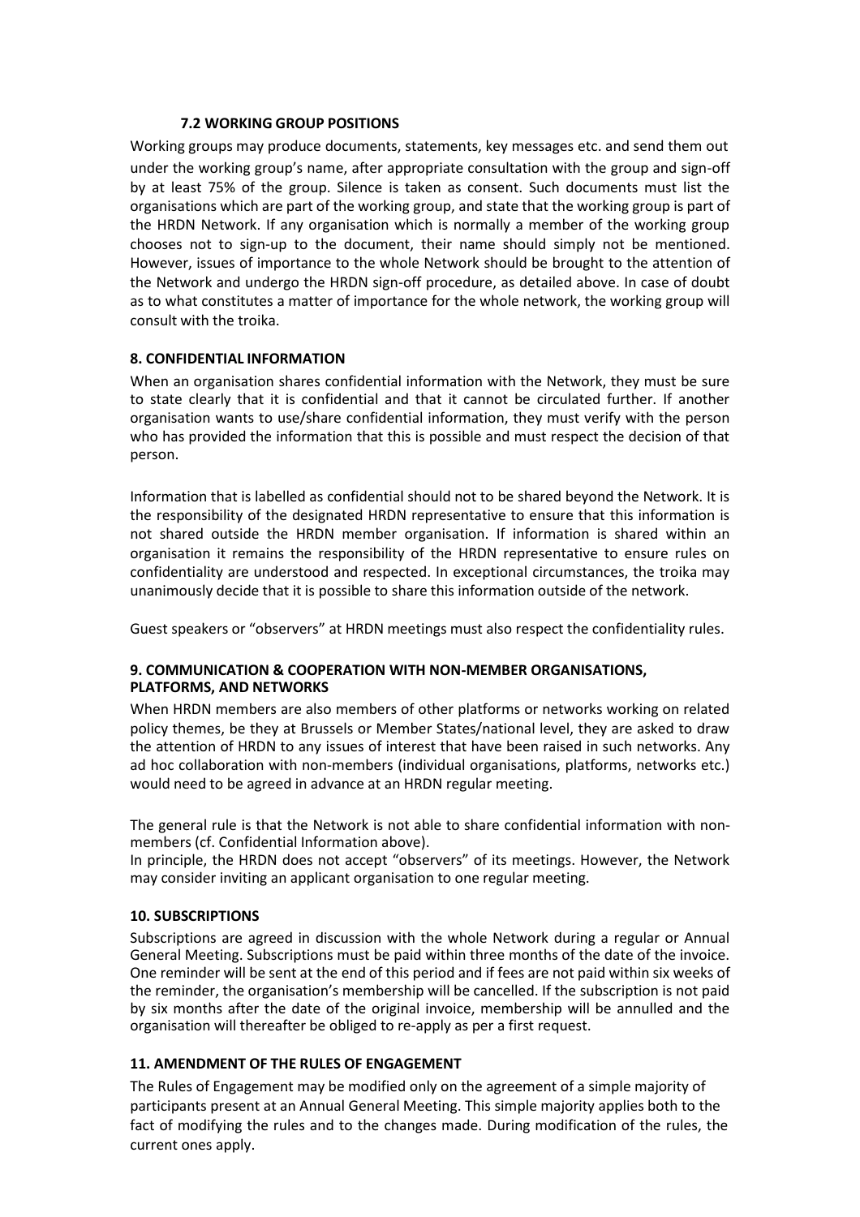### 7.2 WORKING GROUP POSITIONS

Working groups may produce documents, statements, key messages etc. and send them out under the working group's name, after appropriate consultation with the group and sign-off by at least 75% of the group. Silence is taken as consent. Such documents must list the organisations which are part of the working group, and state that the working group is part of the HRDN Network. If any organisation which is normally a member of the working group chooses not to sign-up to the document, their name should simply not be mentioned. However, issues of importance to the whole Network should be brought to the attention of the Network and undergo the HRDN sign-off procedure, as detailed above. In case of doubt as to what constitutes a matter of importance for the whole network, the working group will consult with the troika.

## 8. CONFIDENTIAL INFORMATION

When an organisation shares confidential information with the Network, they must be sure to state clearly that it is confidential and that it cannot be circulated further. If another organisation wants to use/share confidential information, they must verify with the person who has provided the information that this is possible and must respect the decision of that person.

Information that is labelled as confidential should not to be shared beyond the Network. It is the responsibility of the designated HRDN representative to ensure that this information is not shared outside the HRDN member organisation. If information is shared within an organisation it remains the responsibility of the HRDN representative to ensure rules on confidentiality are understood and respected. In exceptional circumstances, the troika may unanimously decide that it is possible to share this information outside of the network.

Guest speakers or "observers" at HRDN meetings must also respect the confidentiality rules.

## 9. COMMUNICATION & COOPERATION WITH NON-MEMBER ORGANISATIONS, PLATFORMS, AND NETWORKS

When HRDN members are also members of other platforms or networks working on related policy themes, be they at Brussels or Member States/national level, they are asked to draw the attention of HRDN to any issues of interest that have been raised in such networks. Any ad hoc collaboration with non-members (individual organisations, platforms, networks etc.) would need to be agreed in advance at an HRDN regular meeting.

The general rule is that the Network is not able to share confidential information with non-members (cf. Confidential Information above).

In principle, the HRDN does not accept "observers" of its meetings. However, the Network may consider inviting an applicant organisation to one regular meeting.

## 10. SUBSCRIPTIONS

Subscriptions are agreed in discussion with the whole Network during a regular or Annual General Meeting. Subscriptions must be paid within three months of the date of the invoice. One reminder will be sent at the end of this period and if fees are not paid within six weeks of the reminder, the organisation's membership will be cancelled. If the subscription is not paid by six months after the date of the original invoice, membership will be annulled and the organisation will thereafter be obliged to re-apply as per a first request.

## 11. AMENDMENT OF THE RULES OF ENGAGEMENT

The Rules of Engagement may be modified only on the agreement of a simple majority of participants present at an Annual General Meeting. This simple majority applies both to the fact of modifying the rules and to the changes made. During modification of the rules, the current ones apply.